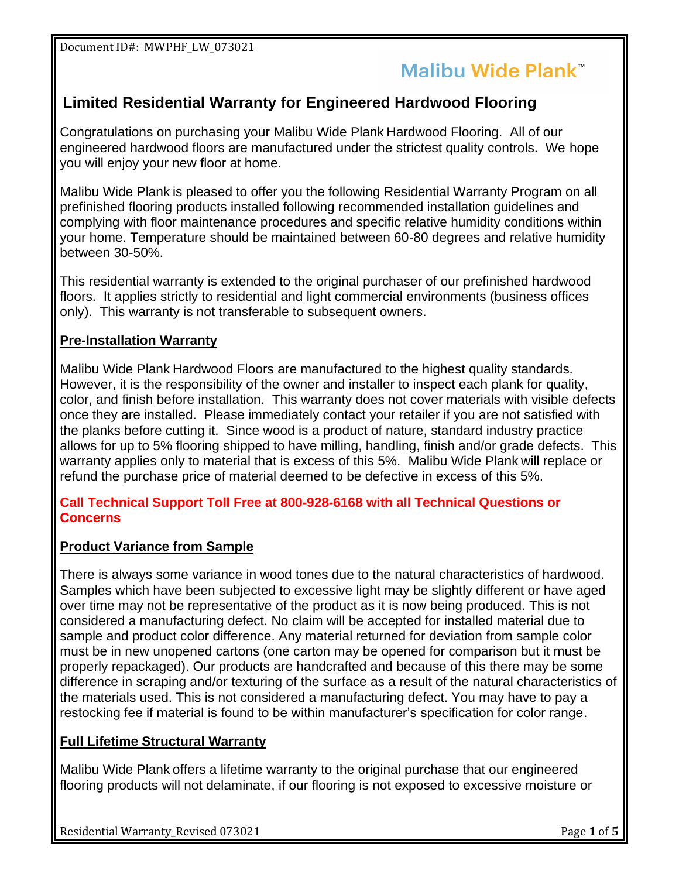Document ID#: MWPHF_LW_073021

Malibu Wide Plank™

# Limited Residential Warranty for Engineered Hardwood Flooring

Congratulations on purchasing your Malibu Wide Plank Hardwood Flooring. All of our engineered hardwood floors are manufactured under the strictest quality controls. We hope you will enjoy your new floor at home.

Malibu Wide Plank is pleased to offer you the following Residential Warranty Program on all prefinished flooring products installed following recommended installation guidelines and complying with floor maintenance procedures and specific relative humidity conditions within your home. Temperature should be maintained between 60-80 degrees and relative humidity between 30-50%.

This residential warranty is extended to the original purchaser of our prefinished hardwood floors. It applies strictly to residential and light commercial environments (business offices only). This warranty is not transferable to subsequent owners.

## Pre-Installation Warranty

Malibu Wide Plank Hardwood Floors are manufactured to the highest quality standards. However, it is the responsibility of the owner and installer to inspect each plank for quality, color, and finish before installation. This warranty does not cover materials with visible defects once they are installed. Please immediately contact your retailer if you are not satisfied with the planks before cutting it. Since wood is a product of nature, standard industry practice allows for up to 5% flooring shipped to have milling, handling, finish and/or grade defects. This warranty applies only to material that is excess of this 5%. Malibu Wide Plank will replace or refund the purchase price of material deemed to be defective in excess of this 5%.

**Call Technical Support Toll Free at 800-928-6168 with all Technical Questions or Concerns**

## Product Variance from Sample

There is always some variance in wood tones due to the natural characteristics of hardwood. Samples which have been subjected to excessive light may be slightly different or have aged over time may not be representative of the product as it is now being produced. This is not considered a manufacturing defect. No claim will be accepted for installed material due to sample and product color difference. Any material returned for deviation from sample color must be in new unopened cartons (one carton may be opened for comparison but it must be properly repackaged). Our products are handcrafted and because of this there may be some difference in scraping and/or texturing of the surface as a result of the natural characteristics of the materials used. This is not considered a manufacturing defect. You may have to pay a restocking fee if material is found to be within manufacturer's specification for color range.

## Full Lifetime Structural Warranty

Malibu Wide Plank offers a lifetime warranty to the original purchase that our engineered flooring products will not delaminate, if our flooring is not exposed to excessive moisture or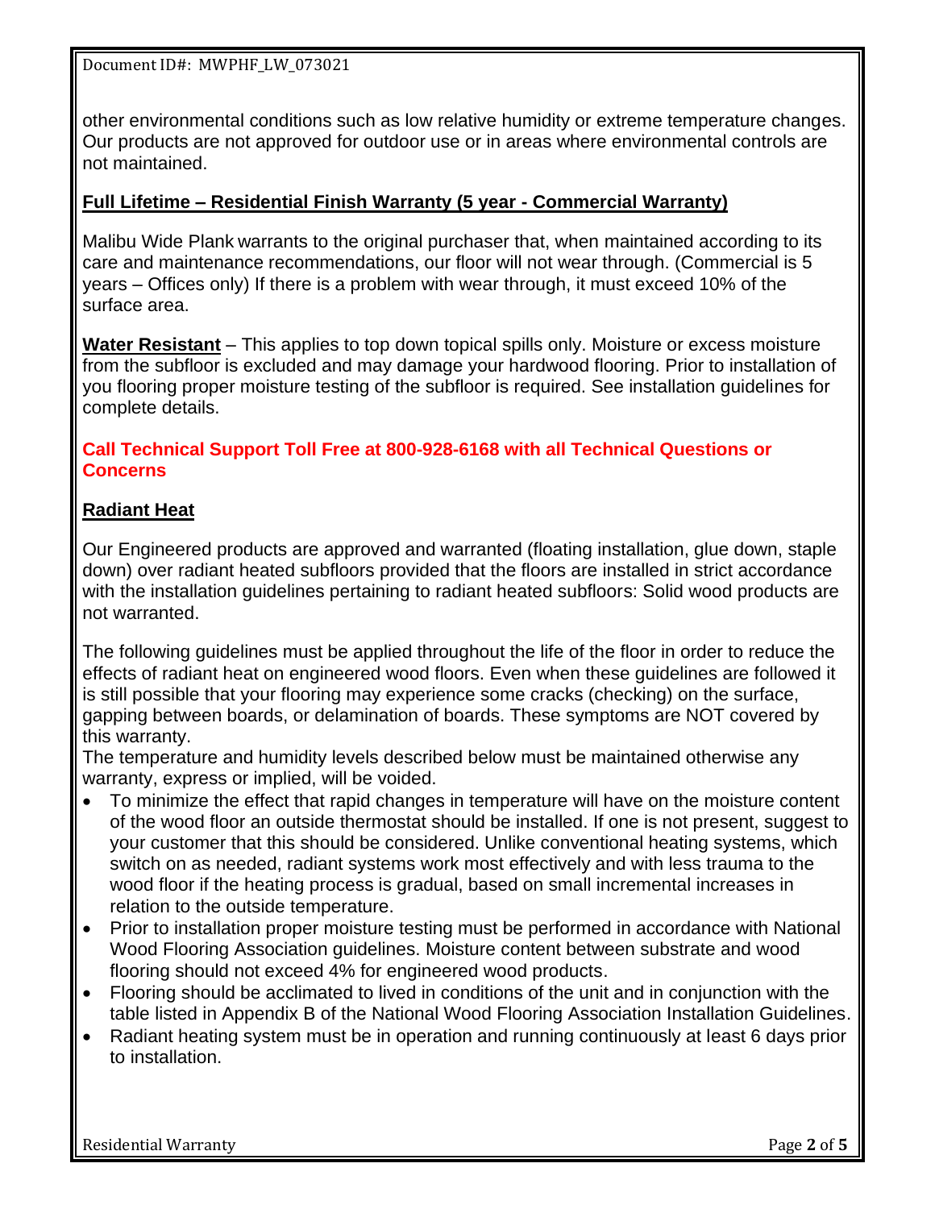other environmental conditions such as low relative humidity or extreme temperature changes. Our products are not approved for outdoor use or in areas where environmental controls are not maintained.

**Full Lifetime – Residential Finish Warranty (5 year - Commercial Warranty)**

Malibu Wide Plank warrants to the original purchaser that, when maintained according to its care and maintenance recommendations, our floor will not wear through. (Commercial is 5 years – Offices only) If there is a problem with wear through, it must exceed 10% of the surface area.

**Water Resistant** – This applies to top down topical spills only. Moisture or excess moisture from the subfloor is excluded and may damage your hardwood flooring. Prior to installation of you flooring proper moisture testing of the subfloor is required. See installation guidelines for complete details.

**Call Technical Support Toll Free at 800-928-6168 with all Technical Questions or Concerns**

**Radiant Heat**

Our Engineered products are approved and warranted (floating installation, glue down, staple down) over radiant heated subfloors provided that the floors are installed in strict accordance with the installation guidelines pertaining to radiant heated subfloors: Solid wood products are not warranted.

The following guidelines must be applied throughout the life of the floor in order to reduce the effects of radiant heat on engineered wood floors. Even when these guidelines are followed it is still possible that your flooring may experience some cracks (checking) on the surface, gapping between boards, or delamination of boards. These symptoms are NOT covered by this warranty.

The temperature and humidity levels described below must be maintained otherwise any warranty, express or implied, will be voided.

- To minimize the effect that rapid changes in temperature will have on the moisture content of the wood floor an outside thermostat should be installed. If one is not present, suggest to your customer that this should be considered. Unlike conventional heating systems, which switch on as needed, radiant systems work most effectively and with less trauma to the wood floor if the heating process is gradual, based on small incremental increases in relation to the outside temperature.
- Prior to installation proper moisture testing must be performed in accordance with National Wood Flooring Association guidelines. Moisture content between substrate and wood flooring should not exceed 4% for engineered wood products.
- Flooring should be acclimated to lived in conditions of the unit and in conjunction with the table listed in Appendix B of the National Wood Flooring Association Installation Guidelines.
- Radiant heating system must be in operation and running continuously at least 6 days prior to installation.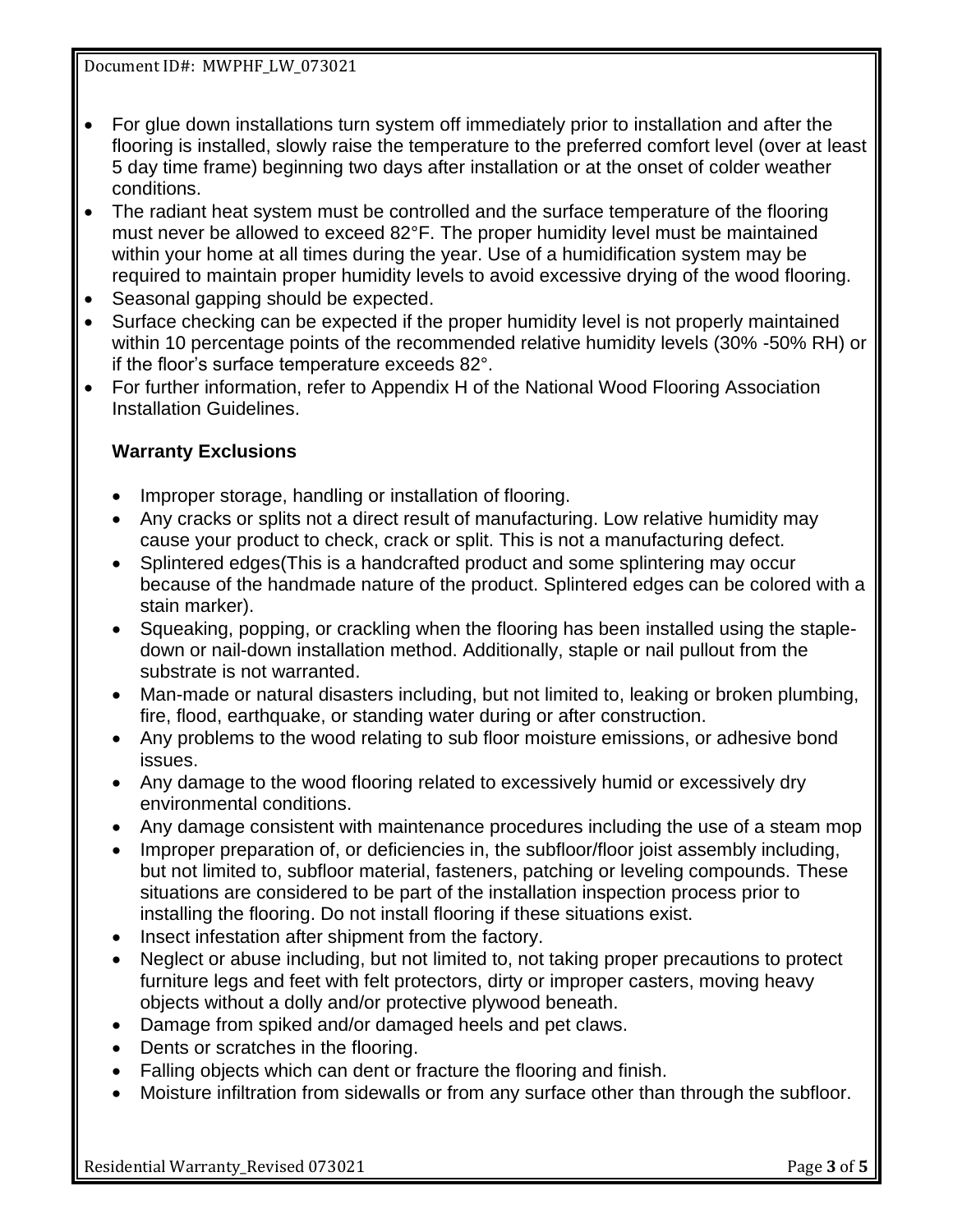- For glue down installations turn system off immediately prior to installation and after the flooring is installed, slowly raise the temperature to the preferred comfort level (over at least 5 day time frame) beginning two days after installation or at the onset of colder weather conditions.
- The radiant heat system must be controlled and the surface temperature of the flooring must never be allowed to exceed 82°F. The proper humidity level must be maintained within your home at all times during the year. Use of a humidification system may be required to maintain proper humidity levels to avoid excessive drying of the wood flooring.
- Seasonal gapping should be expected.
- Surface checking can be expected if the proper humidity level is not properly maintained within 10 percentage points of the recommended relative humidity levels (30% -50% RH) or if the floor's surface temperature exceeds 82°.
- For further information, refer to Appendix H of the National Wood Flooring Association Installation Guidelines.

**Warranty Exclusions**

- Improper storage, handling or installation of flooring.
- Any cracks or splits not a direct result of manufacturing. Low relative humidity may cause your product to check, crack or split. This is not a manufacturing defect.
- Splintered edges(This is a handcrafted product and some splintering may occur because of the handmade nature of the product. Splintered edges can be colored with a stain marker).
- Squeaking, popping, or crackling when the flooring has been installed using the staple-down or nail-down installation method. Additionally, staple or nail pullout from the substrate is not warranted.
- Man-made or natural disasters including, but not limited to, leaking or broken plumbing, fire, flood, earthquake, or standing water during or after construction.
- Any problems to the wood relating to sub floor moisture emissions, or adhesive bond issues.
- Any damage to the wood flooring related to excessively humid or excessively dry environmental conditions.
- Any damage consistent with maintenance procedures including the use of a steam mop
- Improper preparation of, or deficiencies in, the subfloor/floor joist assembly including, but not limited to, subfloor material, fasteners, patching or leveling compounds. These situations are considered to be part of the installation inspection process prior to installing the flooring. Do not install flooring if these situations exist.
- Insect infestation after shipment from the factory.
- Neglect or abuse including, but not limited to, not taking proper precautions to protect furniture legs and feet with felt protectors, dirty or improper casters, moving heavy objects without a dolly and/or protective plywood beneath.
- Damage from spiked and/or damaged heels and pet claws.
- Dents or scratches in the flooring.
- Falling objects which can dent or fracture the flooring and finish.
- Moisture infiltration from sidewalls or from any surface other than through the subfloor.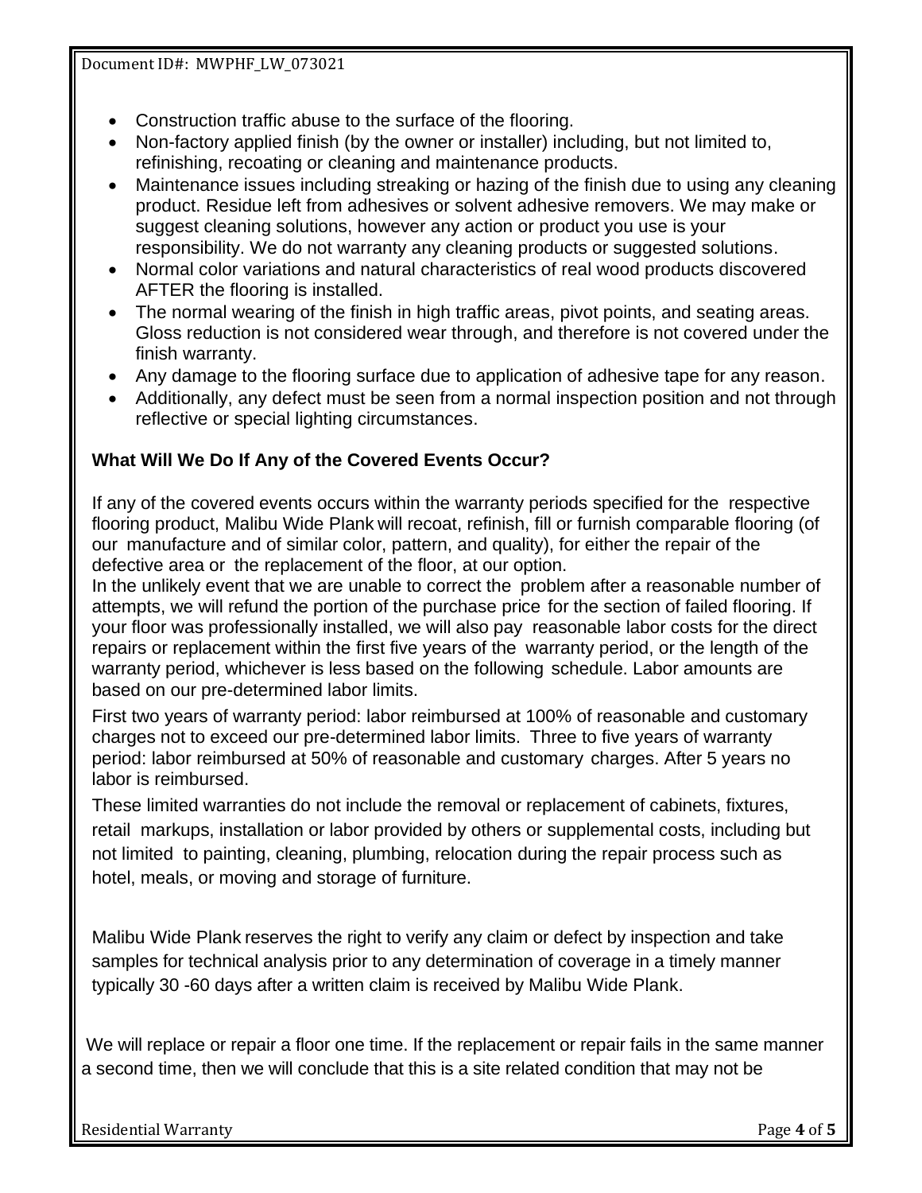- Construction traffic abuse to the surface of the flooring.
- Non-factory applied finish (by the owner or installer) including, but not limited to, refinishing, recoating or cleaning and maintenance products.
- Maintenance issues including streaking or hazing of the finish due to using any cleaning product. Residue left from adhesives or solvent adhesive removers. We may make or suggest cleaning solutions, however any action or product you use is your responsibility. We do not warranty any cleaning products or suggested solutions.
- Normal color variations and natural characteristics of real wood products discovered AFTER the flooring is installed.
- The normal wearing of the finish in high traffic areas, pivot points, and seating areas. Gloss reduction is not considered wear through, and therefore is not covered under the finish warranty.
- Any damage to the flooring surface due to application of adhesive tape for any reason.
- Additionally, any defect must be seen from a normal inspection position and not through reflective or special lighting circumstances.

### What Will We Do If Any of the Covered Events Occur?

If any of the covered events occurs within the warranty periods specified for the respective flooring product, Malibu Wide Plank will recoat, refinish, fill or furnish comparable flooring (of our manufacture and of similar color, pattern, and quality), for either the repair of the defective area or the replacement of the floor, at our option.
In the unlikely event that we are unable to correct the problem after a reasonable number of attempts, we will refund the portion of the purchase price for the section of failed flooring. If your floor was professionally installed, we will also pay reasonable labor costs for the direct repairs or replacement within the first five years of the warranty period, or the length of the warranty period, whichever is less based on the following schedule. Labor amounts are based on our pre-determined labor limits.

First two years of warranty period: labor reimbursed at 100% of reasonable and customary charges not to exceed our pre-determined labor limits. Three to five years of warranty period: labor reimbursed at 50% of reasonable and customary charges. After 5 years no labor is reimbursed.

These limited warranties do not include the removal or replacement of cabinets, fixtures, retail markups, installation or labor provided by others or supplemental costs, including but not limited to painting, cleaning, plumbing, relocation during the repair process such as hotel, meals, or moving and storage of furniture.

Malibu Wide Plank reserves the right to verify any claim or defect by inspection and take samples for technical analysis prior to any determination of coverage in a timely manner typically 30 -60 days after a written claim is received by Malibu Wide Plank.

We will replace or repair a floor one time. If the replacement or repair fails in the same manner a second time, then we will conclude that this is a site related condition that may not be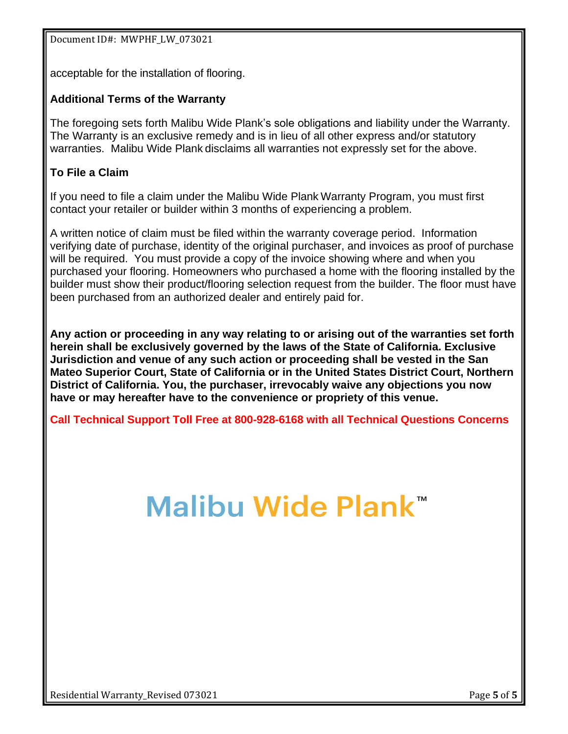acceptable for the installation of flooring.

**Additional Terms of the Warranty**

The foregoing sets forth Malibu Wide Plank's sole obligations and liability under the Warranty. The Warranty is an exclusive remedy and is in lieu of all other express and/or statutory warranties. Malibu Wide Plank disclaims all warranties not expressly set for the above.

**To File a Claim**

If you need to file a claim under the Malibu Wide Plank Warranty Program, you must first contact your retailer or builder within 3 months of experiencing a problem.

A written notice of claim must be filed within the warranty coverage period. Information verifying date of purchase, identity of the original purchaser, and invoices as proof of purchase will be required. You must provide a copy of the invoice showing where and when you purchased your flooring. Homeowners who purchased a home with the flooring installed by the builder must show their product/flooring selection request from the builder. The floor must have been purchased from an authorized dealer and entirely paid for.

**Any action or proceeding in any way relating to or arising out of the warranties set forth herein shall be exclusively governed by the laws of the State of California. Exclusive Jurisdiction and venue of any such action or proceeding shall be vested in the San Mateo Superior Court, State of California or in the United States District Court, Northern District of California. You, the purchaser, irrevocably waive any objections you now have or may hereafter have to the convenience or propriety of this venue.**

**Call Technical Support Toll Free at 800-928-6168 with all Technical Questions Concerns**

Malibu Wide Plank™